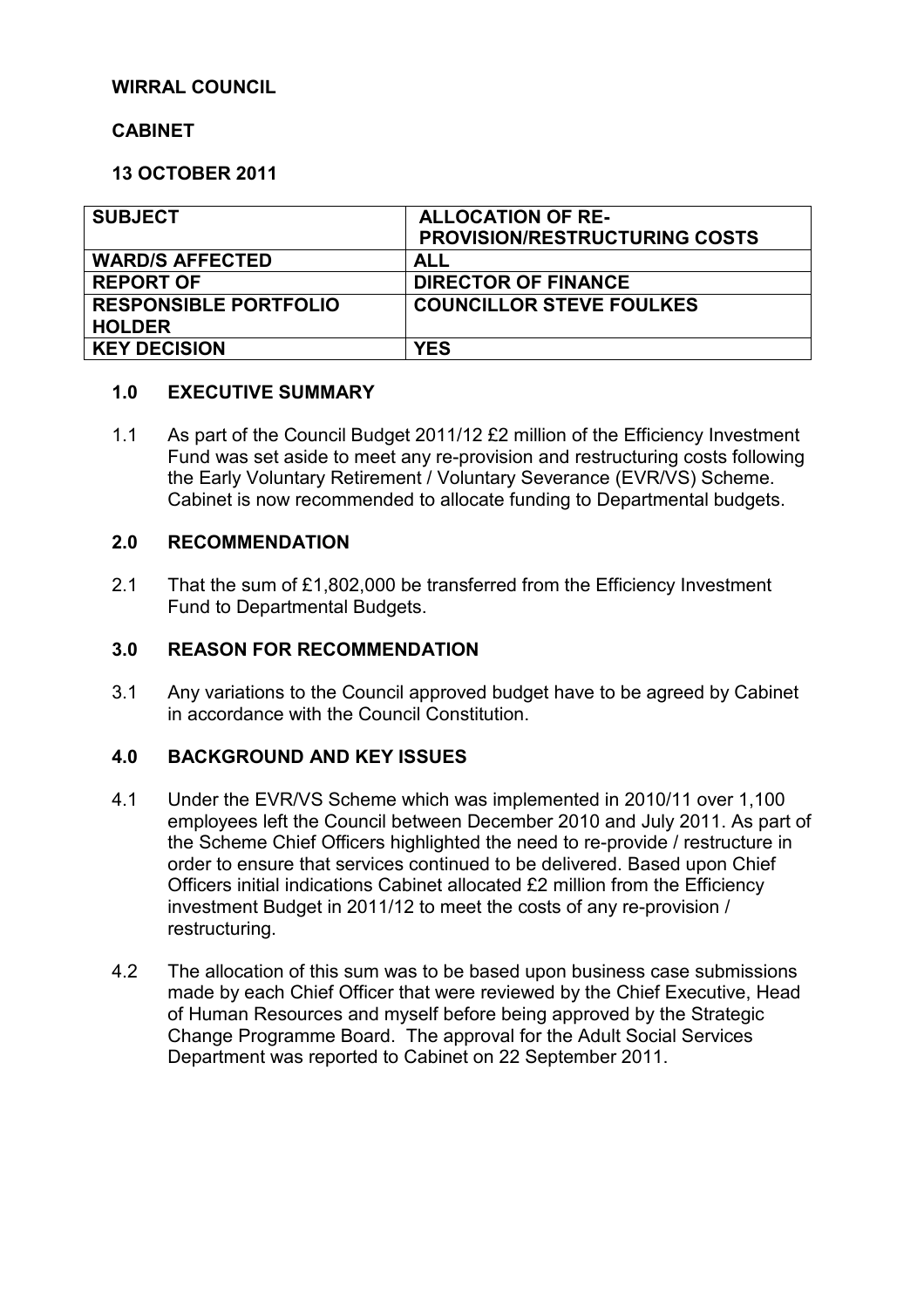**WIRRAL COUNCIL**

**CABINET**

**13 OCTOBER 2011**

| SUBJECT | ALLOCATION OF RE-PROVISION/RESTRUCTURING COSTS |
|---|---|
| **WARD/S AFFECTED** | **ALL** |
| **REPORT OF** | **DIRECTOR OF FINANCE** |
| **RESPONSIBLE PORTFOLIO HOLDER** | **COUNCILLOR STEVE FOULKES** |
| **KEY DECISION** | **YES** |

## 1.0 EXECUTIVE SUMMARY

1.1 As part of the Council Budget 2011/12 £2 million of the Efficiency Investment Fund was set aside to meet any re-provision and restructuring costs following the Early Voluntary Retirement / Voluntary Severance (EVR/VS) Scheme. Cabinet is now recommended to allocate funding to Departmental budgets.

## 2.0 RECOMMENDATION

2.1 That the sum of £1,802,000 be transferred from the Efficiency Investment Fund to Departmental Budgets.

## 3.0 REASON FOR RECOMMENDATION

3.1 Any variations to the Council approved budget have to be agreed by Cabinet in accordance with the Council Constitution.

## 4.0 BACKGROUND AND KEY ISSUES

4.1 Under the EVR/VS Scheme which was implemented in 2010/11 over 1,100 employees left the Council between December 2010 and July 2011. As part of the Scheme Chief Officers highlighted the need to re-provide / restructure in order to ensure that services continued to be delivered. Based upon Chief Officers initial indications Cabinet allocated £2 million from the Efficiency investment Budget in 2011/12 to meet the costs of any re-provision / restructuring.

4.2 The allocation of this sum was to be based upon business case submissions made by each Chief Officer that were reviewed by the Chief Executive, Head of Human Resources and myself before being approved by the Strategic Change Programme Board. The approval for the Adult Social Services Department was reported to Cabinet on 22 September 2011.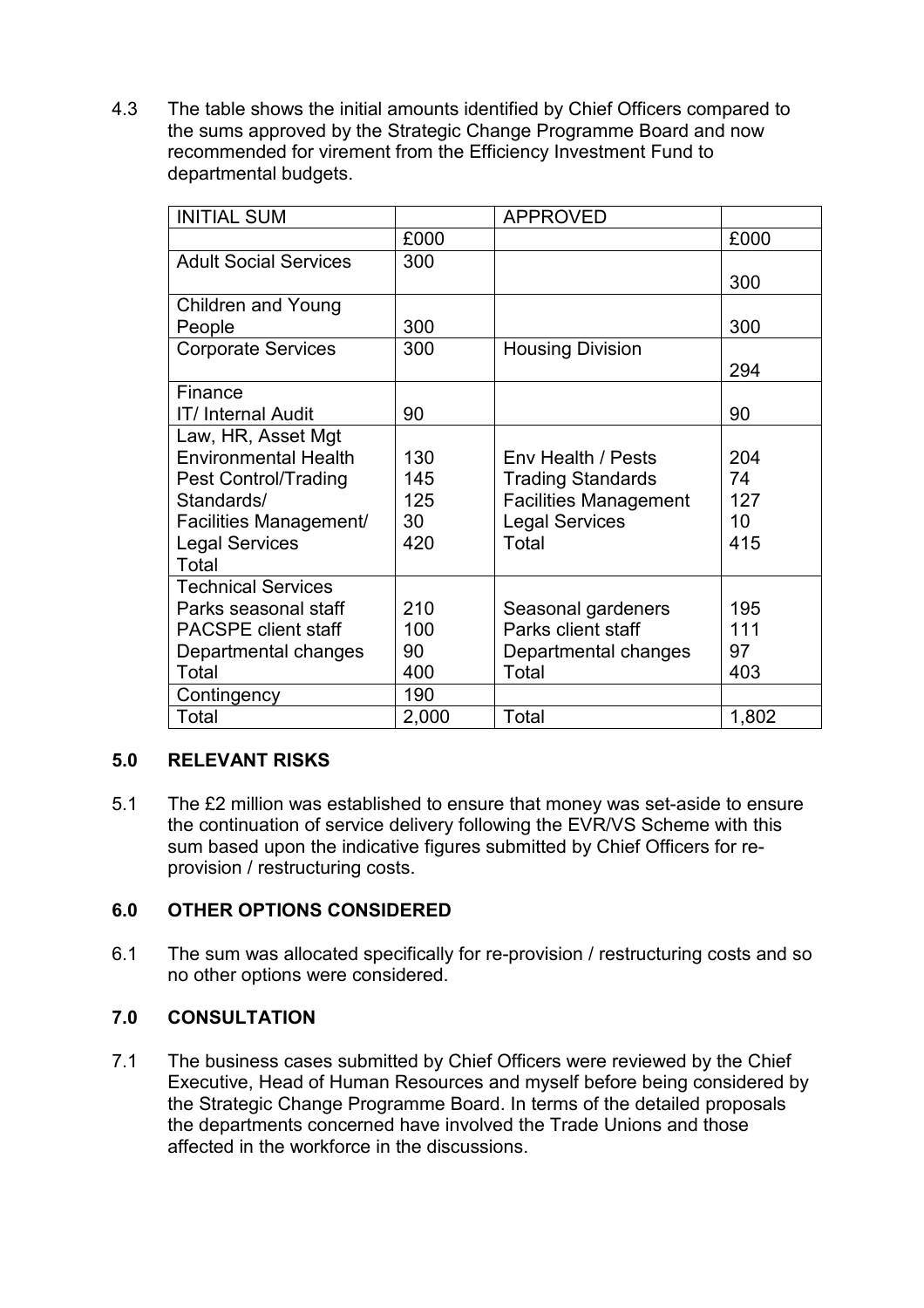4.3 The table shows the initial amounts identified by Chief Officers compared to the sums approved by the Strategic Change Programme Board and now recommended for virement from the Efficiency Investment Fund to departmental budgets.

| INITIAL SUM | | APPROVED | |
|---|---|---|---|
| | £000 | | £000 |
| Adult Social Services | 300 | | 300 |
| Children and Young People | 300 | | 300 |
| Corporate Services | 300 | Housing Division | 294 |
| Finance IT/ Internal Audit | 90 | | 90 |
| Law, HR, Asset Mgt Environmental Health Pest Control/Trading Standards/ Facilities Management/ Legal Services Total | 130 145 125 30 420 | Env Health / Pests Trading Standards Facilities Management Legal Services Total | 204 74 127 10 415 |
| Technical Services Parks seasonal staff PACSPE client staff Departmental changes Total | 210 100 90 400 | Seasonal gardeners Parks client staff Departmental changes Total | 195 111 97 403 |
| Contingency | 190 | | |
| Total | 2,000 | Total | 1,802 |

## 5.0 RELEVANT RISKS

5.1 The £2 million was established to ensure that money was set-aside to ensure the continuation of service delivery following the EVR/VS Scheme with this sum based upon the indicative figures submitted by Chief Officers for re-provision / restructuring costs.

## 6.0 OTHER OPTIONS CONSIDERED

6.1 The sum was allocated specifically for re-provision / restructuring costs and so no other options were considered.

## 7.0 CONSULTATION

7.1 The business cases submitted by Chief Officers were reviewed by the Chief Executive, Head of Human Resources and myself before being considered by the Strategic Change Programme Board. In terms of the detailed proposals the departments concerned have involved the Trade Unions and those affected in the workforce in the discussions.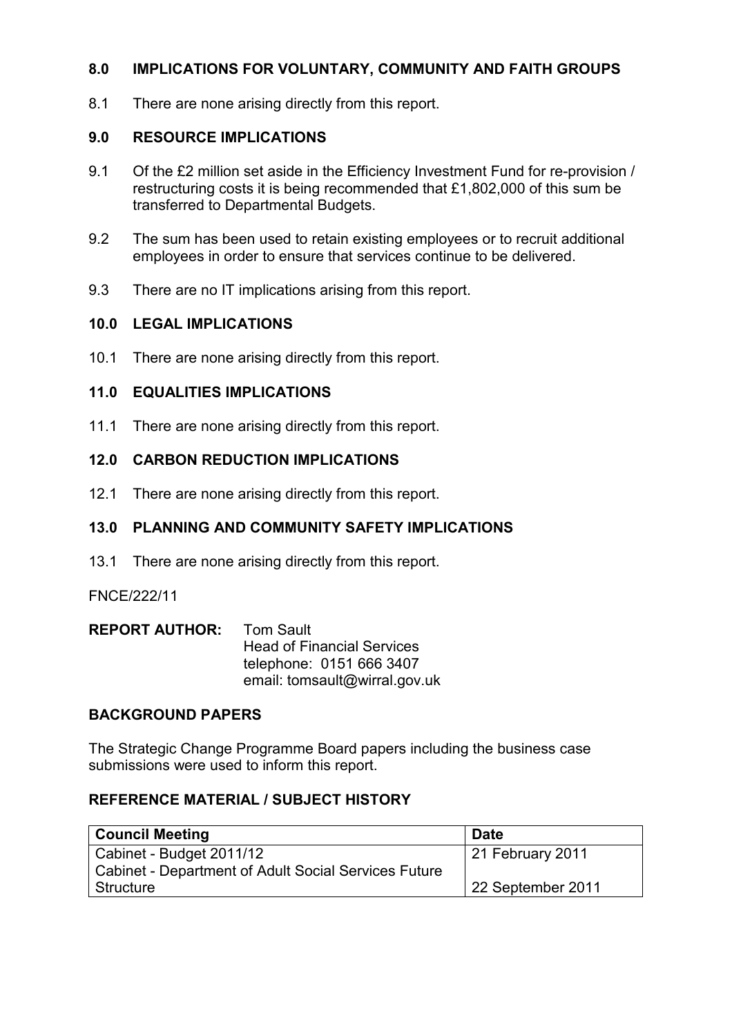## 8.0 IMPLICATIONS FOR VOLUNTARY, COMMUNITY AND FAITH GROUPS

8.1 There are none arising directly from this report.

## 9.0 RESOURCE IMPLICATIONS

9.1 Of the £2 million set aside in the Efficiency Investment Fund for re-provision / restructuring costs it is being recommended that £1,802,000 of this sum be transferred to Departmental Budgets.

9.2 The sum has been used to retain existing employees or to recruit additional employees in order to ensure that services continue to be delivered.

9.3 There are no IT implications arising from this report.

## 10.0 LEGAL IMPLICATIONS

10.1 There are none arising directly from this report.

## 11.0 EQUALITIES IMPLICATIONS

11.1 There are none arising directly from this report.

## 12.0 CARBON REDUCTION IMPLICATIONS

12.1 There are none arising directly from this report.

## 13.0 PLANNING AND COMMUNITY SAFETY IMPLICATIONS

13.1 There are none arising directly from this report.

FNCE/222/11

**REPORT AUTHOR:** Tom Sault
Head of Financial Services
telephone: 0151 666 3407
email: tomsault@wirral.gov.uk

## BACKGROUND PAPERS

The Strategic Change Programme Board papers including the business case submissions were used to inform this report.

## REFERENCE MATERIAL / SUBJECT HISTORY

| Council Meeting | Date |
|---|---|
| Cabinet - Budget 2011/12 | 21 February 2011 |
| Cabinet - Department of Adult Social Services Future Structure | 22 September 2011 |